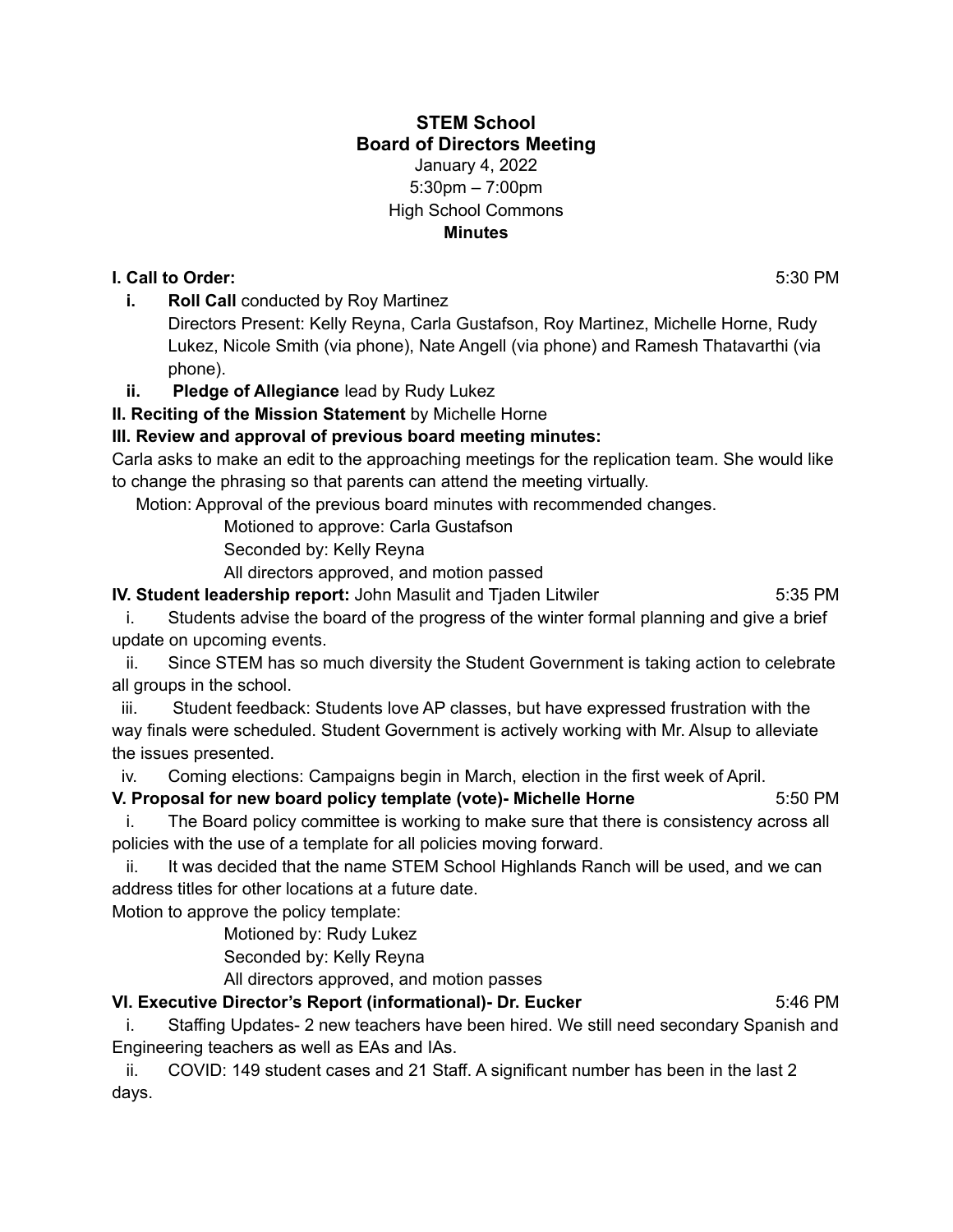**STEM School**
**Board of Directors Meeting**
January 4, 2022
5:30pm – 7:00pm
High School Commons
**Minutes**

**I. Call to Order:** 5:30 PM

- **i. Roll Call** conducted by Roy Martinez
  Directors Present: Kelly Reyna, Carla Gustafson, Roy Martinez, Michelle Horne, Rudy Lukez, Nicole Smith (via phone), Nate Angell (via phone) and Ramesh Thatavarthi (via phone).
- **ii. Pledge of Allegiance** lead by Rudy Lukez

**II. Reciting of the Mission Statement** by Michelle Horne

**III. Review and approval of previous board meeting minutes:**

Carla asks to make an edit to the approaching meetings for the replication team. She would like to change the phrasing so that parents can attend the meeting virtually.

Motion: Approval of the previous board minutes with recommended changes.

Motioned to approve: Carla Gustafson
Seconded by: Kelly Reyna
All directors approved, and motion passed

**IV. Student leadership report:** John Masulit and Tjaden Litwiler 5:35 PM

i. Students advise the board of the progress of the winter formal planning and give a brief update on upcoming events.

ii. Since STEM has so much diversity the Student Government is taking action to celebrate all groups in the school.

iii. Student feedback: Students love AP classes, but have expressed frustration with the way finals were scheduled. Student Government is actively working with Mr. Alsup to alleviate the issues presented.

iv. Coming elections: Campaigns begin in March, election in the first week of April.

**V. Proposal for new board policy template (vote)- Michelle Horne** 5:50 PM

i. The Board policy committee is working to make sure that there is consistency across all policies with the use of a template for all policies moving forward.

ii. It was decided that the name STEM School Highlands Ranch will be used, and we can address titles for other locations at a future date.

Motion to approve the policy template:

Motioned by: Rudy Lukez
Seconded by: Kelly Reyna
All directors approved, and motion passes

**VI. Executive Director's Report (informational)- Dr. Eucker** 5:46 PM

i. Staffing Updates- 2 new teachers have been hired. We still need secondary Spanish and Engineering teachers as well as EAs and IAs.

ii. COVID: 149 student cases and 21 Staff. A significant number has been in the last 2 days.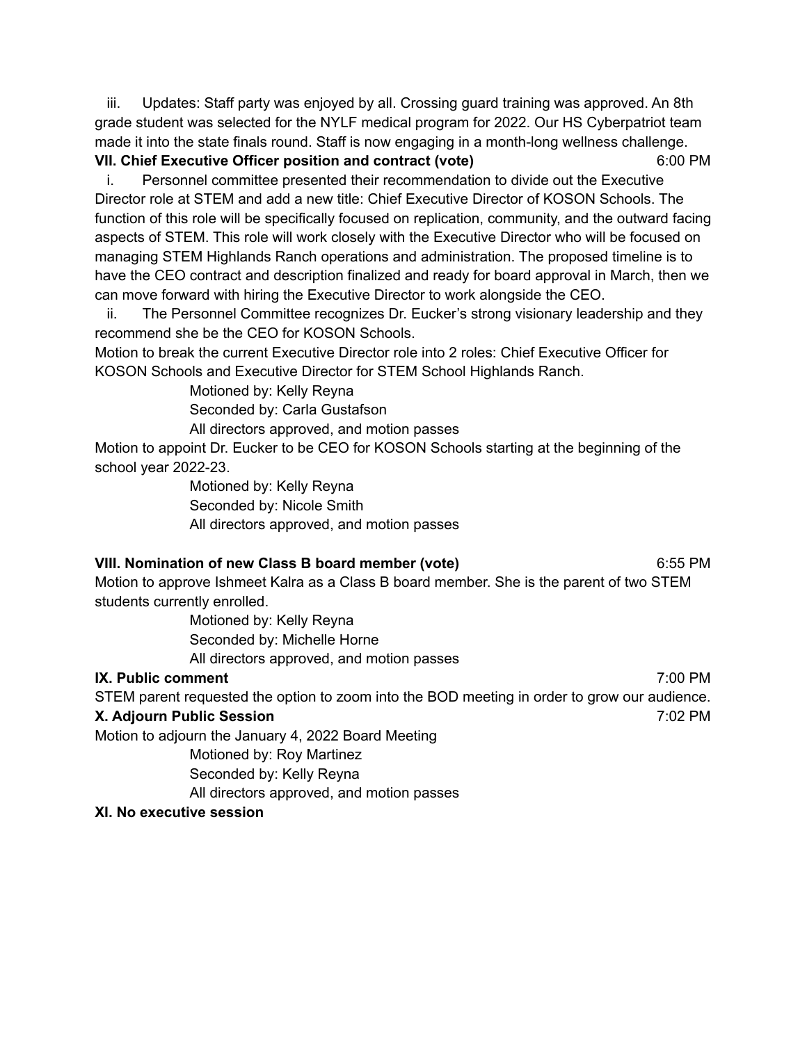iii. Updates: Staff party was enjoyed by all. Crossing guard training was approved. An 8th grade student was selected for the NYLF medical program for 2022. Our HS Cyberpatriot team made it into the state finals round. Staff is now engaging in a month-long wellness challenge.

**VII. Chief Executive Officer position and contract (vote)** 6:00 PM

i. Personnel committee presented their recommendation to divide out the Executive Director role at STEM and add a new title: Chief Executive Director of KOSON Schools. The function of this role will be specifically focused on replication, community, and the outward facing aspects of STEM. This role will work closely with the Executive Director who will be focused on managing STEM Highlands Ranch operations and administration. The proposed timeline is to have the CEO contract and description finalized and ready for board approval in March, then we can move forward with hiring the Executive Director to work alongside the CEO.

ii. The Personnel Committee recognizes Dr. Eucker's strong visionary leadership and they recommend she be the CEO for KOSON Schools.

Motion to break the current Executive Director role into 2 roles: Chief Executive Officer for KOSON Schools and Executive Director for STEM School Highlands Ranch.

Motioned by: Kelly Reyna
Seconded by: Carla Gustafson
All directors approved, and motion passes

Motion to appoint Dr. Eucker to be CEO for KOSON Schools starting at the beginning of the school year 2022-23.

Motioned by: Kelly Reyna
Seconded by: Nicole Smith
All directors approved, and motion passes

**VIII. Nomination of new Class B board member (vote)** 6:55 PM

Motion to approve Ishmeet Kalra as a Class B board member. She is the parent of two STEM students currently enrolled.

Motioned by: Kelly Reyna
Seconded by: Michelle Horne
All directors approved, and motion passes

**IX. Public comment** 7:00 PM

STEM parent requested the option to zoom into the BOD meeting in order to grow our audience.

**X. Adjourn Public Session** 7:02 PM

Motion to adjourn the January 4, 2022 Board Meeting

Motioned by: Roy Martinez
Seconded by: Kelly Reyna
All directors approved, and motion passes

**XI. No executive session**